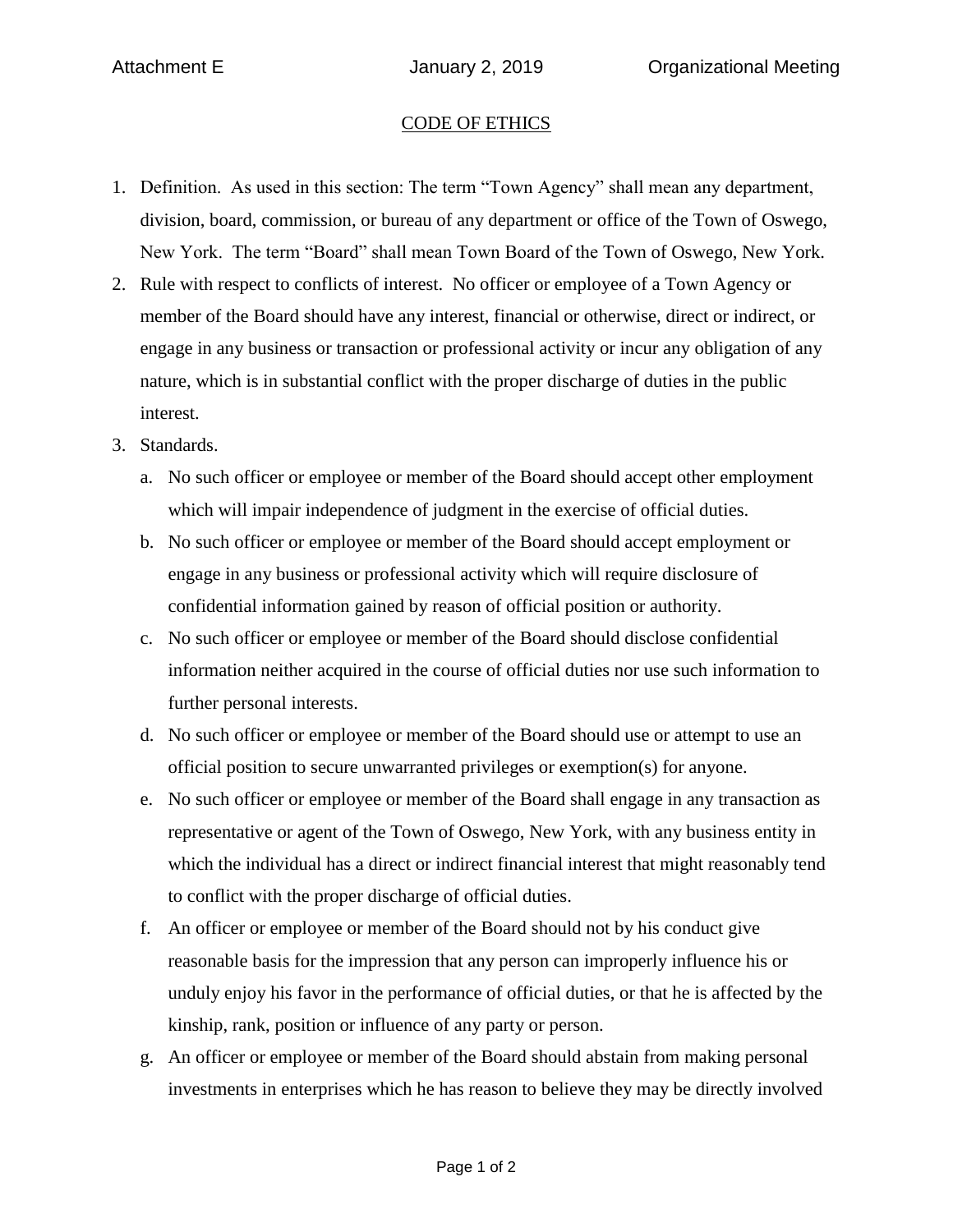Attachment E January 2, 2019 Organizational Meeting

# CODE OF ETHICS

1. Definition. As used in this section: The term "Town Agency" shall mean any department, division, board, commission, or bureau of any department or office of the Town of Oswego, New York. The term "Board" shall mean Town Board of the Town of Oswego, New York.
2. Rule with respect to conflicts of interest. No officer or employee of a Town Agency or member of the Board should have any interest, financial or otherwise, direct or indirect, or engage in any business or transaction or professional activity or incur any obligation of any nature, which is in substantial conflict with the proper discharge of duties in the public interest.
3. Standards.
   a. No such officer or employee or member of the Board should accept other employment which will impair independence of judgment in the exercise of official duties.
   b. No such officer or employee or member of the Board should accept employment or engage in any business or professional activity which will require disclosure of confidential information gained by reason of official position or authority.
   c. No such officer or employee or member of the Board should disclose confidential information neither acquired in the course of official duties nor use such information to further personal interests.
   d. No such officer or employee or member of the Board should use or attempt to use an official position to secure unwarranted privileges or exemption(s) for anyone.
   e. No such officer or employee or member of the Board shall engage in any transaction as representative or agent of the Town of Oswego, New York, with any business entity in which the individual has a direct or indirect financial interest that might reasonably tend to conflict with the proper discharge of official duties.
   f. An officer or employee or member of the Board should not by his conduct give reasonable basis for the impression that any person can improperly influence his or unduly enjoy his favor in the performance of official duties, or that he is affected by the kinship, rank, position or influence of any party or person.
   g. An officer or employee or member of the Board should abstain from making personal investments in enterprises which he has reason to believe they may be directly involved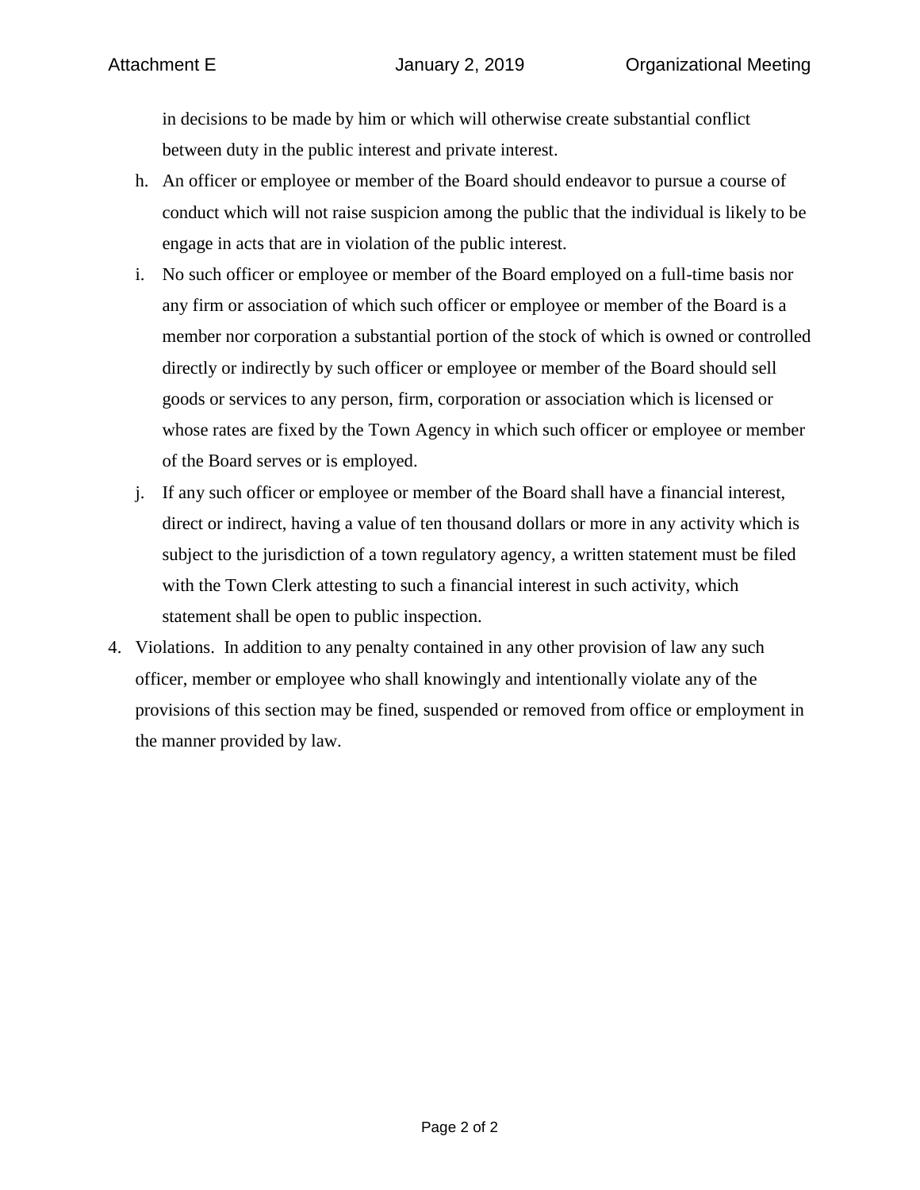in decisions to be made by him or which will otherwise create substantial conflict between duty in the public interest and private interest.

h. An officer or employee or member of the Board should endeavor to pursue a course of conduct which will not raise suspicion among the public that the individual is likely to be engage in acts that are in violation of the public interest.

i. No such officer or employee or member of the Board employed on a full-time basis nor any firm or association of which such officer or employee or member of the Board is a member nor corporation a substantial portion of the stock of which is owned or controlled directly or indirectly by such officer or employee or member of the Board should sell goods or services to any person, firm, corporation or association which is licensed or whose rates are fixed by the Town Agency in which such officer or employee or member of the Board serves or is employed.

j. If any such officer or employee or member of the Board shall have a financial interest, direct or indirect, having a value of ten thousand dollars or more in any activity which is subject to the jurisdiction of a town regulatory agency, a written statement must be filed with the Town Clerk attesting to such a financial interest in such activity, which statement shall be open to public inspection.

4. Violations. In addition to any penalty contained in any other provision of law any such officer, member or employee who shall knowingly and intentionally violate any of the provisions of this section may be fined, suspended or removed from office or employment in the manner provided by law.